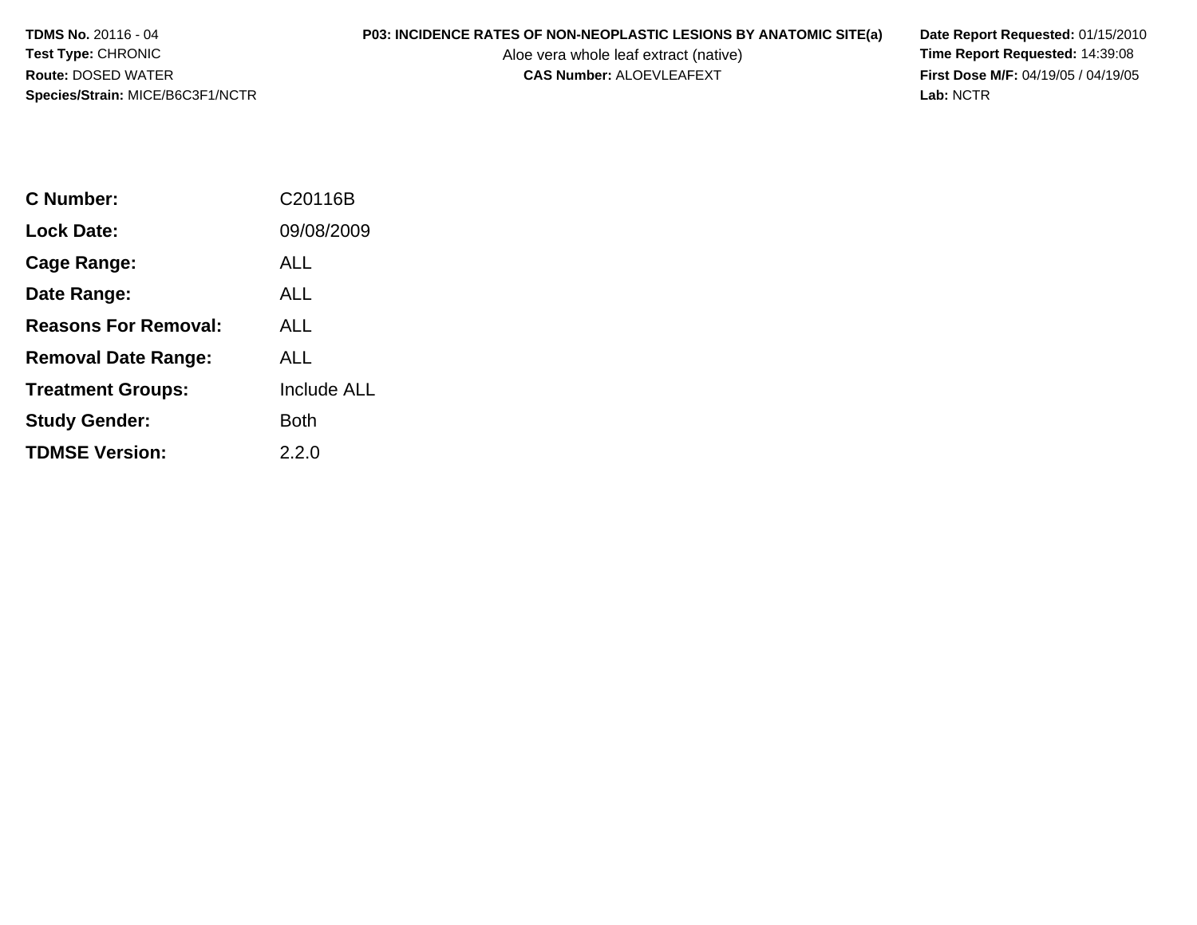**TDMS No.** 20116 - 04
**Test Type:** CHRONIC
**Route:** DOSED WATER
**Species/Strain:** MICE/B6C3F1/NCTR

**P03: INCIDENCE RATES OF NON-NEOPLASTIC LESIONS BY ANATOMIC SITE(a)**
Aloe vera whole leaf extract (native)
**CAS Number:** ALOEVLEAFEXT

**Date Report Requested:** 01/15/2010
**Time Report Requested:** 14:39:08
**First Dose M/F:** 04/19/05 / 04/19/05
**Lab:** NCTR

| | |
|---|---|
| **C Number:** | C20116B |
| **Lock Date:** | 09/08/2009 |
| **Cage Range:** | ALL |
| **Date Range:** | ALL |
| **Reasons For Removal:** | ALL |
| **Removal Date Range:** | ALL |
| **Treatment Groups:** | Include ALL |
| **Study Gender:** | Both |
| **TDMSE Version:** | 2.2.0 |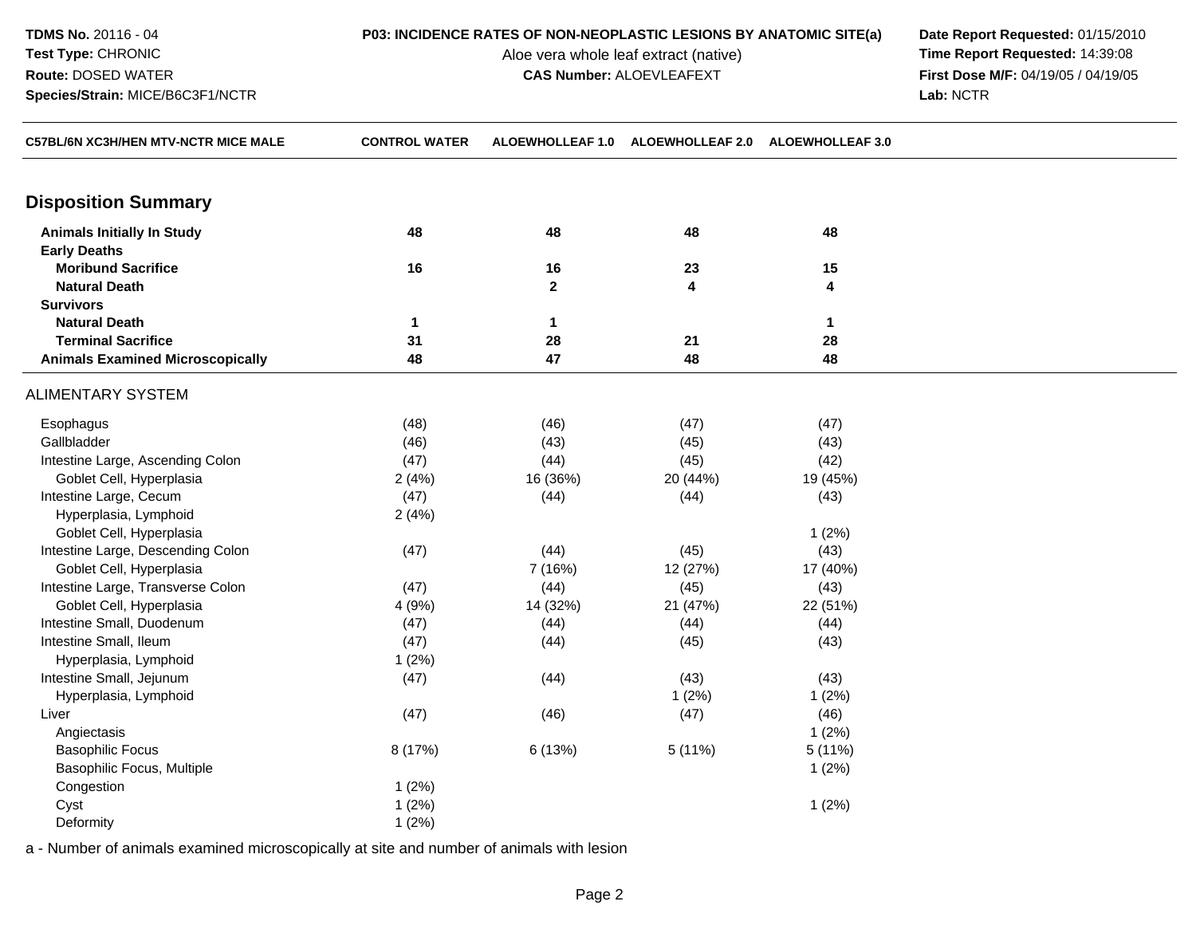**TDMS No.** 20116 - 04
**Test Type:** CHRONIC
**Route:** DOSED WATER
**Species/Strain:** MICE/B6C3F1/NCTR

**P03: INCIDENCE RATES OF NON-NEOPLASTIC LESIONS BY ANATOMIC SITE(a)**
Aloe vera whole leaf extract (native)
**CAS Number:** ALOEVLEAFEXT

**Date Report Requested:** 01/15/2010
**Time Report Requested:** 14:39:08
**First Dose M/F:** 04/19/05 / 04/19/05
**Lab:** NCTR

| C57BL/6N XC3H/HEN MTV-NCTR MICE MALE | CONTROL WATER | ALOEWHOLLEAF 1.0 | ALOEWHOLLEAF 2.0 | ALOEWHOLLEAF 3.0 |
|---|---|---|---|---|
| **Disposition Summary** | | | | |
| **Animals Initially In Study** | **48** | **48** | **48** | **48** |
| **Early Deaths** | | | | |
| **Moribund Sacrifice** | **16** | **16** | **23** | **15** |
| **Natural Death** | | **2** | **4** | **4** |
| **Survivors** | | | | |
| **Natural Death** | **1** | **1** | | **1** |
| **Terminal Sacrifice** | **31** | **28** | **21** | **28** |
| **Animals Examined Microscopically** | **48** | **47** | **48** | **48** |
| ALIMENTARY SYSTEM | | | | |
| Esophagus | (48) | (46) | (47) | (47) |
| Gallbladder | (46) | (43) | (45) | (43) |
| Intestine Large, Ascending Colon | (47) | (44) | (45) | (42) |
| Goblet Cell, Hyperplasia | 2 (4%) | 16 (36%) | 20 (44%) | 19 (45%) |
| Intestine Large, Cecum | (47) | (44) | (44) | (43) |
| Hyperplasia, Lymphoid | 2 (4%) | | | |
| Goblet Cell, Hyperplasia | | | | 1 (2%) |
| Intestine Large, Descending Colon | (47) | (44) | (45) | (43) |
| Goblet Cell, Hyperplasia | | 7 (16%) | 12 (27%) | 17 (40%) |
| Intestine Large, Transverse Colon | (47) | (44) | (45) | (43) |
| Goblet Cell, Hyperplasia | 4 (9%) | 14 (32%) | 21 (47%) | 22 (51%) |
| Intestine Small, Duodenum | (47) | (44) | (44) | (44) |
| Intestine Small, Ileum | (47) | (44) | (45) | (43) |
| Hyperplasia, Lymphoid | 1 (2%) | | | |
| Intestine Small, Jejunum | (47) | (44) | (43) | (43) |
| Hyperplasia, Lymphoid | | | 1 (2%) | 1 (2%) |
| Liver | (47) | (46) | (47) | (46) |
| Angiectasis | | | | 1 (2%) |
| Basophilic Focus | 8 (17%) | 6 (13%) | 5 (11%) | 5 (11%) |
| Basophilic Focus, Multiple | | | | 1 (2%) |
| Congestion | 1 (2%) | | | |
| Cyst | 1 (2%) | | | 1 (2%) |
| Deformity | 1 (2%) | | | |

a - Number of animals examined microscopically at site and number of animals with lesion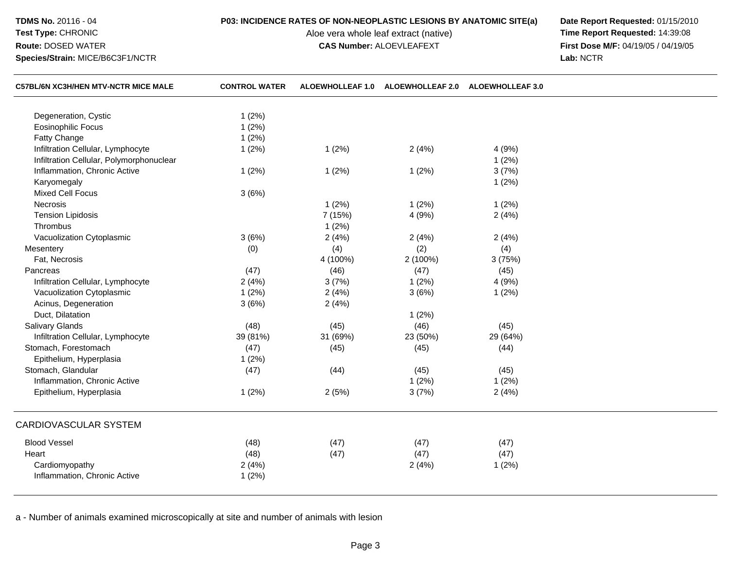**TDMS No.** 20116 - 04
**Test Type:** CHRONIC
**Route:** DOSED WATER
**Species/Strain:** MICE/B6C3F1/NCTR

**P03: INCIDENCE RATES OF NON-NEOPLASTIC LESIONS BY ANATOMIC SITE(a)**
Aloe vera whole leaf extract (native)
**CAS Number:** ALOEVLEAFEXT

**Date Report Requested:** 01/15/2010
**Time Report Requested:** 14:39:08
**First Dose M/F:** 04/19/05 / 04/19/05
**Lab:** NCTR

| C57BL/6N XC3H/HEN MTV-NCTR MICE MALE | CONTROL WATER | ALOEWHOLLEAF 1.0 | ALOEWHOLLEAF 2.0 | ALOEWHOLLEAF 3.0 |
|---|---|---|---|---|
| Degeneration, Cystic | 1 (2%) | | | |
| Eosinophilic Focus | 1 (2%) | | | |
| Fatty Change | 1 (2%) | | | |
| Infiltration Cellular, Lymphocyte | 1 (2%) | 1 (2%) | 2 (4%) | 4 (9%) |
| Infiltration Cellular, Polymorphonuclear | | | | 1 (2%) |
| Inflammation, Chronic Active | 1 (2%) | 1 (2%) | 1 (2%) | 3 (7%) |
| Karyomegaly | | | | 1 (2%) |
| Mixed Cell Focus | 3 (6%) | | | |
| Necrosis | | 1 (2%) | 1 (2%) | 1 (2%) |
| Tension Lipidosis | | 7 (15%) | 4 (9%) | 2 (4%) |
| Thrombus | | 1 (2%) | | |
| Vacuolization Cytoplasmic | 3 (6%) | 2 (4%) | 2 (4%) | 2 (4%) |
| Mesentery | (0) | (4) | (2) | (4) |
| Fat, Necrosis | | 4 (100%) | 2 (100%) | 3 (75%) |
| Pancreas | (47) | (46) | (47) | (45) |
| Infiltration Cellular, Lymphocyte | 2 (4%) | 3 (7%) | 1 (2%) | 4 (9%) |
| Vacuolization Cytoplasmic | 1 (2%) | 2 (4%) | 3 (6%) | 1 (2%) |
| Acinus, Degeneration | 3 (6%) | 2 (4%) | | |
| Duct, Dilatation | | | 1 (2%) | |
| Salivary Glands | (48) | (45) | (46) | (45) |
| Infiltration Cellular, Lymphocyte | 39 (81%) | 31 (69%) | 23 (50%) | 29 (64%) |
| Stomach, Forestomach | (47) | (45) | (45) | (44) |
| Epithelium, Hyperplasia | 1 (2%) | | | |
| Stomach, Glandular | (47) | (44) | (45) | (45) |
| Inflammation, Chronic Active | | | 1 (2%) | 1 (2%) |
| Epithelium, Hyperplasia | 1 (2%) | 2 (5%) | 3 (7%) | 2 (4%) |
| **CARDIOVASCULAR SYSTEM** | | | | |
| Blood Vessel | (48) | (47) | (47) | (47) |
| Heart | (48) | (47) | (47) | (47) |
| Cardiomyopathy | 2 (4%) | | 2 (4%) | 1 (2%) |
| Inflammation, Chronic Active | 1 (2%) | | | |

a - Number of animals examined microscopically at site and number of animals with lesion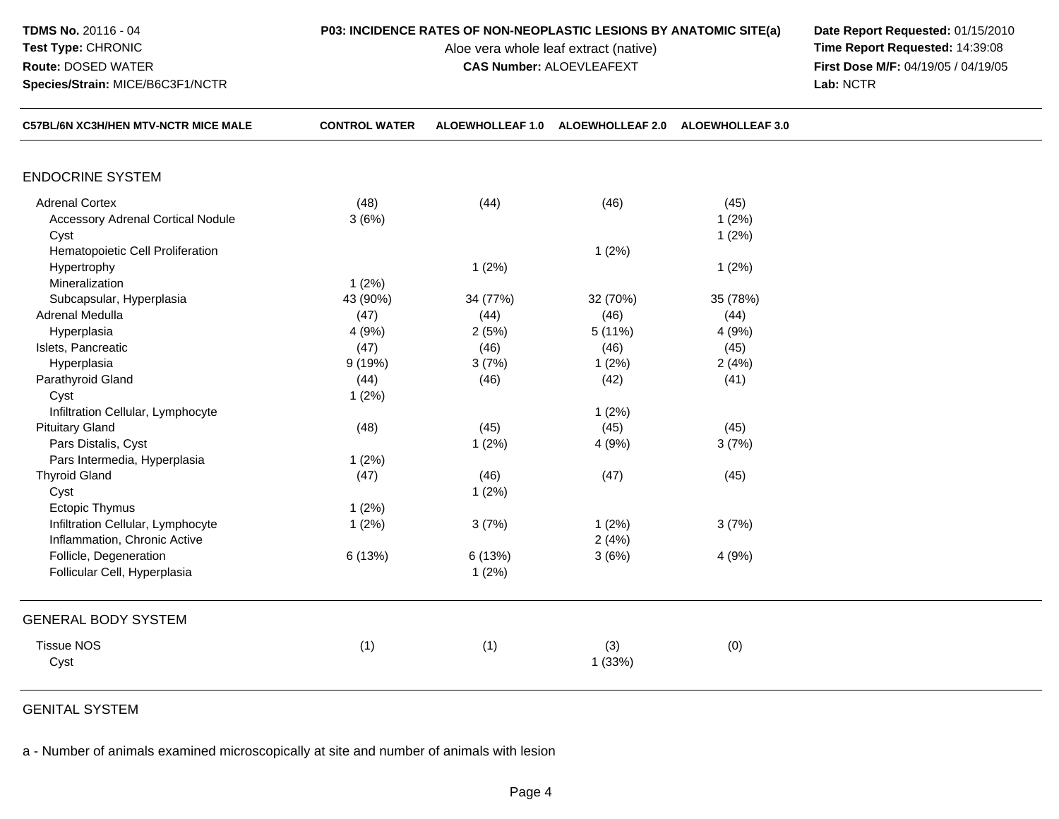**TDMS No.** 20116 - 04
**Test Type:** CHRONIC
**Route:** DOSED WATER
**Species/Strain:** MICE/B6C3F1/NCTR

**P03: INCIDENCE RATES OF NON-NEOPLASTIC LESIONS BY ANATOMIC SITE(a)**
Aloe vera whole leaf extract (native)
**CAS Number:** ALOEVLEAFEXT

**Date Report Requested:** 01/15/2010
**Time Report Requested:** 14:39:08
**First Dose M/F:** 04/19/05 / 04/19/05
**Lab:** NCTR

| C57BL/6N XC3H/HEN MTV-NCTR MICE MALE | CONTROL WATER | ALOEWHOLLEAF 1.0 | ALOEWHOLLEAF 2.0 | ALOEWHOLLEAF 3.0 |
|---|---|---|---|---|
| **ENDOCRINE SYSTEM** | | | | |
| Adrenal Cortex | (48) | (44) | (46) | (45) |
| Accessory Adrenal Cortical Nodule | 3 (6%) | | | 1 (2%) |
| Cyst | | | | 1 (2%) |
| Hematopoietic Cell Proliferation | | | 1 (2%) | |
| Hypertrophy | | 1 (2%) | | 1 (2%) |
| Mineralization | 1 (2%) | | | |
| Subcapsular, Hyperplasia | 43 (90%) | 34 (77%) | 32 (70%) | 35 (78%) |
| Adrenal Medulla | (47) | (44) | (46) | (44) |
| Hyperplasia | 4 (9%) | 2 (5%) | 5 (11%) | 4 (9%) |
| Islets, Pancreatic | (47) | (46) | (46) | (45) |
| Hyperplasia | 9 (19%) | 3 (7%) | 1 (2%) | 2 (4%) |
| Parathyroid Gland | (44) | (46) | (42) | (41) |
| Cyst | 1 (2%) | | | |
| Infiltration Cellular, Lymphocyte | | | 1 (2%) | |
| Pituitary Gland | (48) | (45) | (45) | (45) |
| Pars Distalis, Cyst | | 1 (2%) | 4 (9%) | 3 (7%) |
| Pars Intermedia, Hyperplasia | 1 (2%) | | | |
| Thyroid Gland | (47) | (46) | (47) | (45) |
| Cyst | | 1 (2%) | | |
| Ectopic Thymus | 1 (2%) | | | |
| Infiltration Cellular, Lymphocyte | 1 (2%) | 3 (7%) | 1 (2%) | 3 (7%) |
| Inflammation, Chronic Active | | | 2 (4%) | |
| Follicle, Degeneration | 6 (13%) | 6 (13%) | 3 (6%) | 4 (9%) |
| Follicular Cell, Hyperplasia | | 1 (2%) | | |
| **GENERAL BODY SYSTEM** | | | | |
| Tissue NOS | (1) | (1) | (3) | (0) |
| Cyst | | | 1 (33%) | |
| **GENITAL SYSTEM** | | | | |

a - Number of animals examined microscopically at site and number of animals with lesion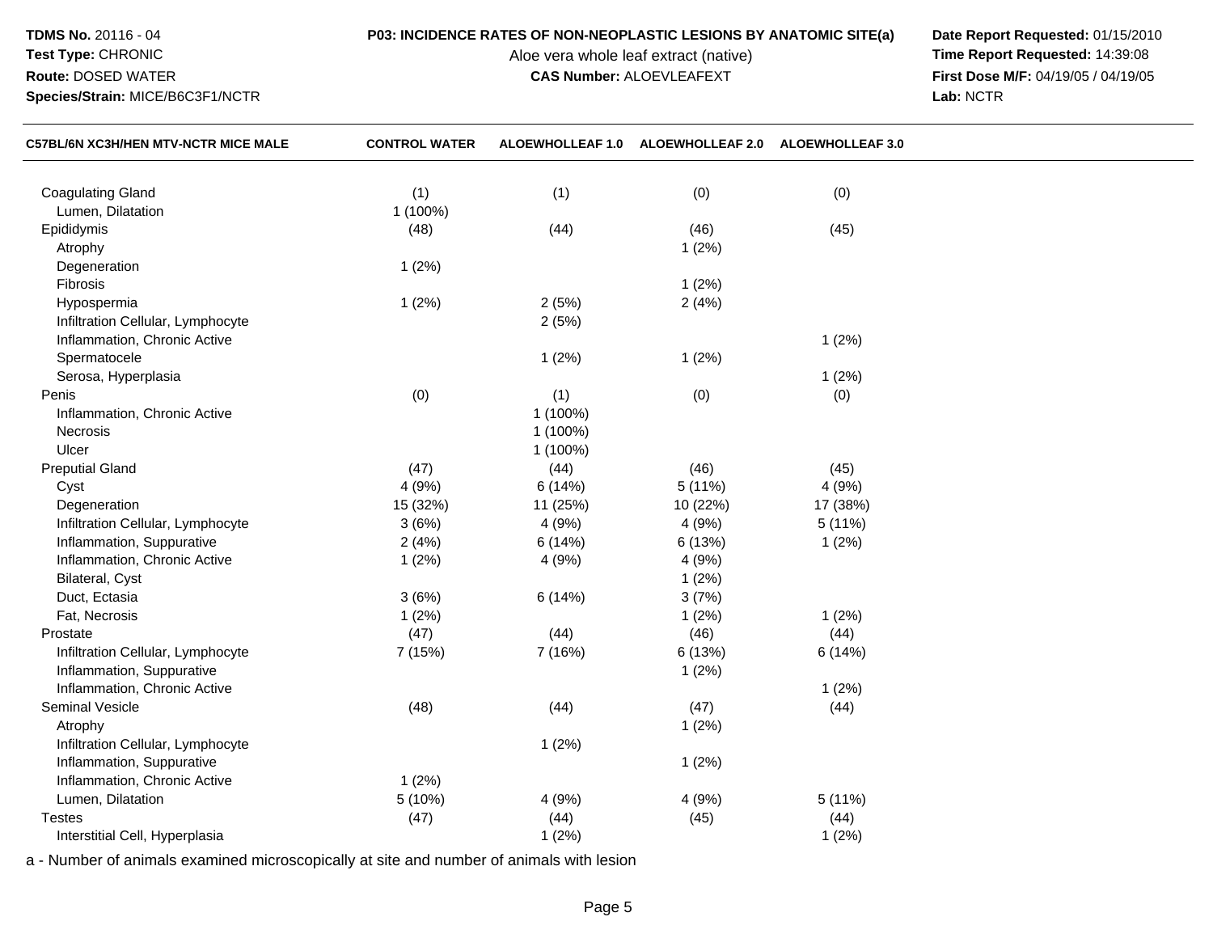**TDMS No.** 20116 - 04
**Test Type:** CHRONIC
**Route:** DOSED WATER
**Species/Strain:** MICE/B6C3F1/NCTR

**P03: INCIDENCE RATES OF NON-NEOPLASTIC LESIONS BY ANATOMIC SITE(a)**
Aloe vera whole leaf extract (native)
**CAS Number:** ALOEVLEAFEXT

**Date Report Requested:** 01/15/2010
**Time Report Requested:** 14:39:08
**First Dose M/F:** 04/19/05 / 04/19/05
**Lab:** NCTR

| C57BL/6N XC3H/HEN MTV-NCTR MICE MALE | CONTROL WATER | ALOEWHOLLEAF 1.0 | ALOEWHOLLEAF 2.0 | ALOEWHOLLEAF 3.0 |
|---|---|---|---|---|
| Coagulating Gland | (1) | (1) | (0) | (0) |
| Lumen, Dilatation | 1 (100%) | | | |
| Epididymis | (48) | (44) | (46) | (45) |
| Atrophy | | | 1 (2%) | |
| Degeneration | 1 (2%) | | | |
| Fibrosis | | | 1 (2%) | |
| Hypospermia | 1 (2%) | 2 (5%) | 2 (4%) | |
| Infiltration Cellular, Lymphocyte | | 2 (5%) | | |
| Inflammation, Chronic Active | | | | 1 (2%) |
| Spermatocele | | 1 (2%) | 1 (2%) | |
| Serosa, Hyperplasia | | | | 1 (2%) |
| Penis | (0) | (1) | (0) | (0) |
| Inflammation, Chronic Active | | 1 (100%) | | |
| Necrosis | | 1 (100%) | | |
| Ulcer | | 1 (100%) | | |
| Preputial Gland | (47) | (44) | (46) | (45) |
| Cyst | 4 (9%) | 6 (14%) | 5 (11%) | 4 (9%) |
| Degeneration | 15 (32%) | 11 (25%) | 10 (22%) | 17 (38%) |
| Infiltration Cellular, Lymphocyte | 3 (6%) | 4 (9%) | 4 (9%) | 5 (11%) |
| Inflammation, Suppurative | 2 (4%) | 6 (14%) | 6 (13%) | 1 (2%) |
| Inflammation, Chronic Active | 1 (2%) | 4 (9%) | 4 (9%) | |
| Bilateral, Cyst | | | 1 (2%) | |
| Duct, Ectasia | 3 (6%) | 6 (14%) | 3 (7%) | |
| Fat, Necrosis | 1 (2%) | | 1 (2%) | 1 (2%) |
| Prostate | (47) | (44) | (46) | (44) |
| Infiltration Cellular, Lymphocyte | 7 (15%) | 7 (16%) | 6 (13%) | 6 (14%) |
| Inflammation, Suppurative | | | 1 (2%) | |
| Inflammation, Chronic Active | | | | 1 (2%) |
| Seminal Vesicle | (48) | (44) | (47) | (44) |
| Atrophy | | | 1 (2%) | |
| Infiltration Cellular, Lymphocyte | | 1 (2%) | | |
| Inflammation, Suppurative | | | 1 (2%) | |
| Inflammation, Chronic Active | 1 (2%) | | | |
| Lumen, Dilatation | 5 (10%) | 4 (9%) | 4 (9%) | 5 (11%) |
| Testes | (47) | (44) | (45) | (44) |
| Interstitial Cell, Hyperplasia | | 1 (2%) | | 1 (2%) |

a - Number of animals examined microscopically at site and number of animals with lesion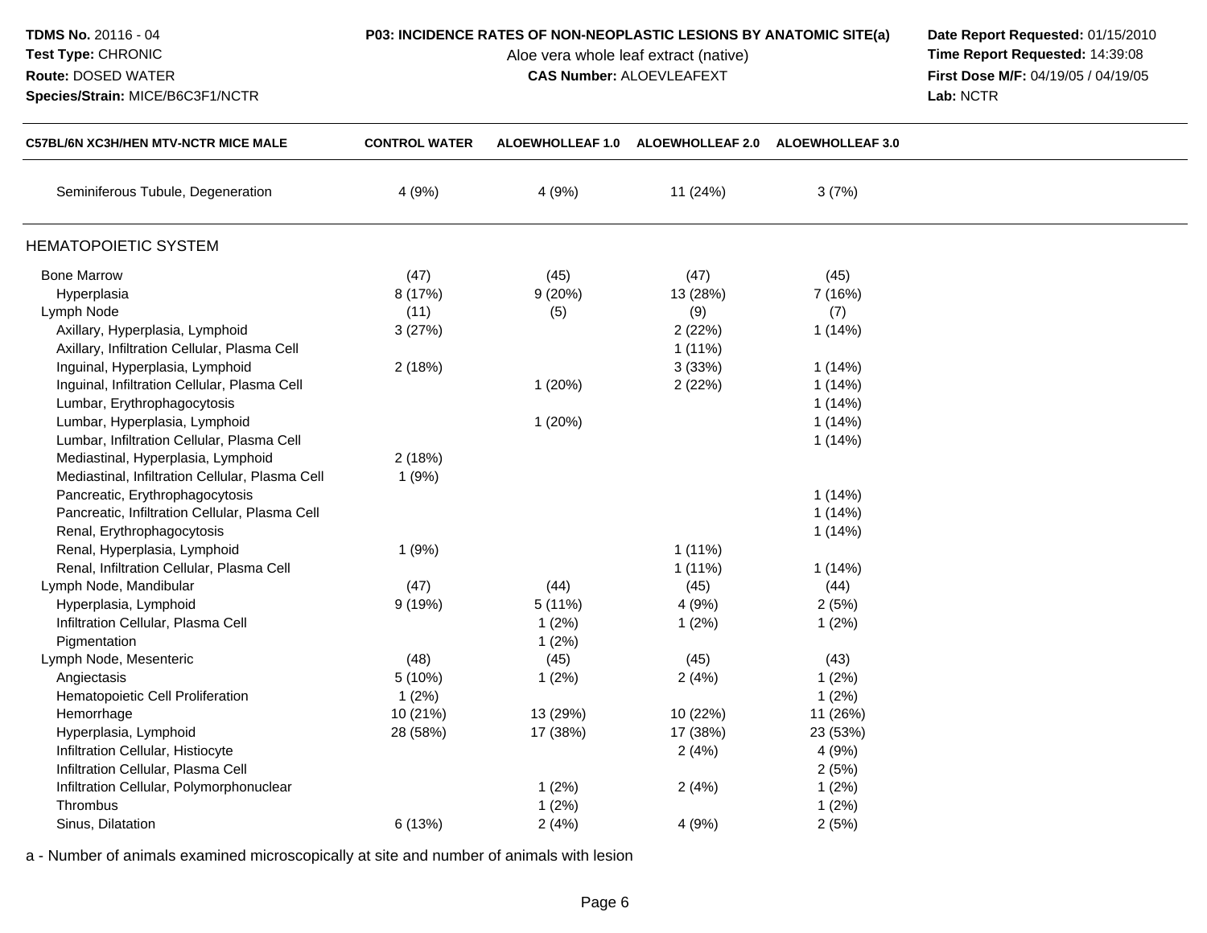**TDMS No.** 20116 - 04
**Test Type:** CHRONIC
**Route:** DOSED WATER
**Species/Strain:** MICE/B6C3F1/NCTR

**P03: INCIDENCE RATES OF NON-NEOPLASTIC LESIONS BY ANATOMIC SITE(a)**
Aloe vera whole leaf extract (native)
**CAS Number:** ALOEVLEAFEXT

**Date Report Requested:** 01/15/2010
**Time Report Requested:** 14:39:08
**First Dose M/F:** 04/19/05 / 04/19/05
**Lab:** NCTR

| C57BL/6N XC3H/HEN MTV-NCTR MICE MALE | CONTROL WATER | ALOEWHOLLEAF 1.0 | ALOEWHOLLEAF 2.0 | ALOEWHOLLEAF 3.0 |
|---|---|---|---|---|
| Seminiferous Tubule, Degeneration | 4 (9%) | 4 (9%) | 11 (24%) | 3 (7%) |
| **HEMATOPOIETIC SYSTEM** | | | | |
| Bone Marrow | (47) | (45) | (47) | (45) |
| Hyperplasia | 8 (17%) | 9 (20%) | 13 (28%) | 7 (16%) |
| Lymph Node | (11) | (5) | (9) | (7) |
| Axillary, Hyperplasia, Lymphoid | 3 (27%) | | 2 (22%) | 1 (14%) |
| Axillary, Infiltration Cellular, Plasma Cell | | | 1 (11%) | |
| Inguinal, Hyperplasia, Lymphoid | 2 (18%) | | 3 (33%) | 1 (14%) |
| Inguinal, Infiltration Cellular, Plasma Cell | | 1 (20%) | 2 (22%) | 1 (14%) |
| Lumbar, Erythrophagocytosis | | | | 1 (14%) |
| Lumbar, Hyperplasia, Lymphoid | | 1 (20%) | | 1 (14%) |
| Lumbar, Infiltration Cellular, Plasma Cell | | | | 1 (14%) |
| Mediastinal, Hyperplasia, Lymphoid | 2 (18%) | | | |
| Mediastinal, Infiltration Cellular, Plasma Cell | 1 (9%) | | | |
| Pancreatic, Erythrophagocytosis | | | | 1 (14%) |
| Pancreatic, Infiltration Cellular, Plasma Cell | | | | 1 (14%) |
| Renal, Erythrophagocytosis | | | | 1 (14%) |
| Renal, Hyperplasia, Lymphoid | 1 (9%) | | 1 (11%) | |
| Renal, Infiltration Cellular, Plasma Cell | | | 1 (11%) | 1 (14%) |
| Lymph Node, Mandibular | (47) | (44) | (45) | (44) |
| Hyperplasia, Lymphoid | 9 (19%) | 5 (11%) | 4 (9%) | 2 (5%) |
| Infiltration Cellular, Plasma Cell | | 1 (2%) | 1 (2%) | 1 (2%) |
| Pigmentation | | 1 (2%) | | |
| Lymph Node, Mesenteric | (48) | (45) | (45) | (43) |
| Angiectasis | 5 (10%) | 1 (2%) | 2 (4%) | 1 (2%) |
| Hematopoietic Cell Proliferation | 1 (2%) | | | 1 (2%) |
| Hemorrhage | 10 (21%) | 13 (29%) | 10 (22%) | 11 (26%) |
| Hyperplasia, Lymphoid | 28 (58%) | 17 (38%) | 17 (38%) | 23 (53%) |
| Infiltration Cellular, Histiocyte | | | 2 (4%) | 4 (9%) |
| Infiltration Cellular, Plasma Cell | | | | 2 (5%) |
| Infiltration Cellular, Polymorphonuclear | | 1 (2%) | 2 (4%) | 1 (2%) |
| Thrombus | | 1 (2%) | | 1 (2%) |
| Sinus, Dilatation | 6 (13%) | 2 (4%) | 4 (9%) | 2 (5%) |

a - Number of animals examined microscopically at site and number of animals with lesion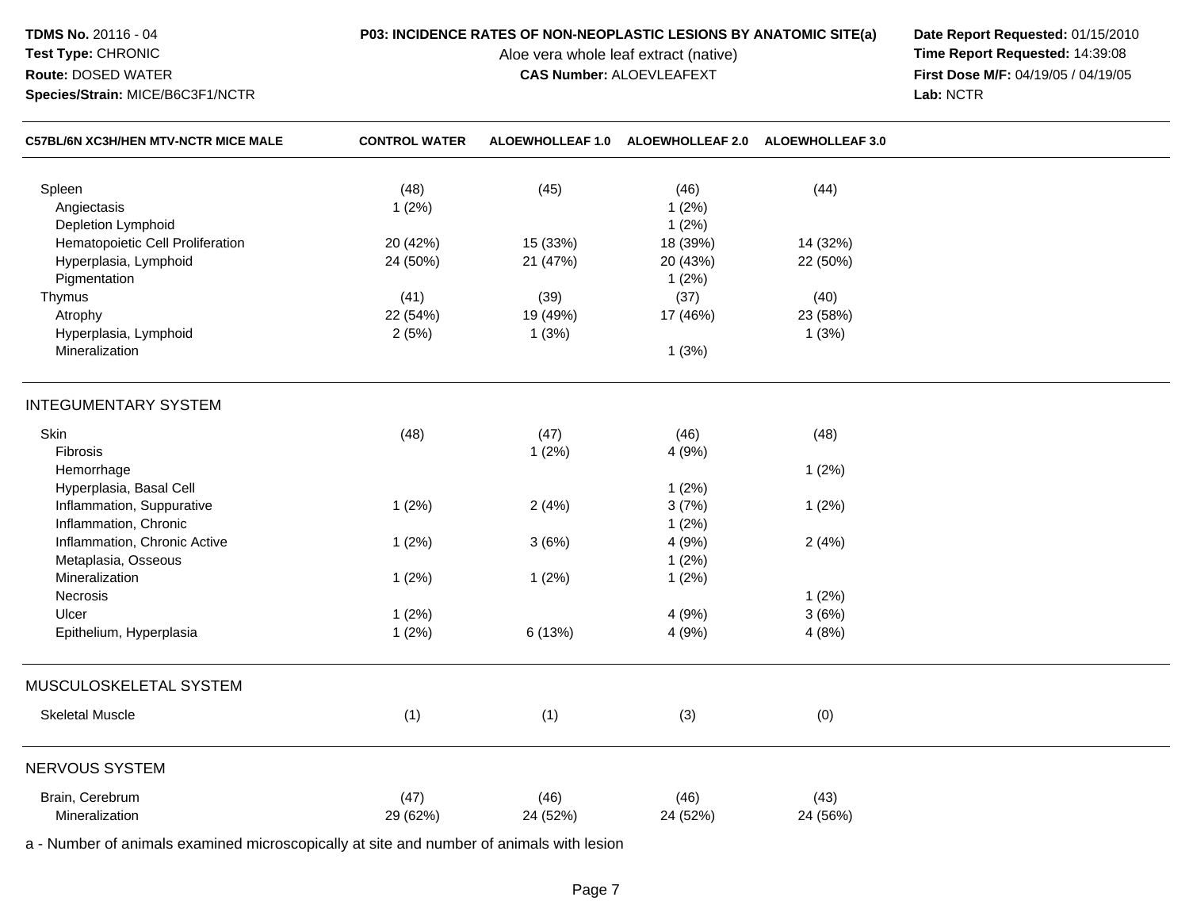**TDMS No.** 20116 - 04
**Test Type:** CHRONIC
**Route:** DOSED WATER
**Species/Strain:** MICE/B6C3F1/NCTR

**P03: INCIDENCE RATES OF NON-NEOPLASTIC LESIONS BY ANATOMIC SITE(a)**
Aloe vera whole leaf extract (native)
**CAS Number:** ALOEVLEAFEXT

**Date Report Requested:** 01/15/2010
**Time Report Requested:** 14:39:08
**First Dose M/F:** 04/19/05 / 04/19/05
**Lab:** NCTR

| C57BL/6N XC3H/HEN MTV-NCTR MICE MALE | CONTROL WATER | ALOEWHOLLEAF 1.0 | ALOEWHOLLEAF 2.0 | ALOEWHOLLEAF 3.0 |
|---|---|---|---|---|
| Spleen | (48) | (45) | (46) | (44) |
| Angiectasis | 1 (2%) | | 1 (2%) | |
| Depletion Lymphoid | | | 1 (2%) | |
| Hematopoietic Cell Proliferation | 20 (42%) | 15 (33%) | 18 (39%) | 14 (32%) |
| Hyperplasia, Lymphoid | 24 (50%) | 21 (47%) | 20 (43%) | 22 (50%) |
| Pigmentation | | | 1 (2%) | |
| Thymus | (41) | (39) | (37) | (40) |
| Atrophy | 22 (54%) | 19 (49%) | 17 (46%) | 23 (58%) |
| Hyperplasia, Lymphoid | 2 (5%) | 1 (3%) | | 1 (3%) |
| Mineralization | | | 1 (3%) | |
| **INTEGUMENTARY SYSTEM** | | | | |
| Skin | (48) | (47) | (46) | (48) |
| Fibrosis | | 1 (2%) | 4 (9%) | |
| Hemorrhage | | | | 1 (2%) |
| Hyperplasia, Basal Cell | | | 1 (2%) | |
| Inflammation, Suppurative | 1 (2%) | 2 (4%) | 3 (7%) | 1 (2%) |
| Inflammation, Chronic | | | 1 (2%) | |
| Inflammation, Chronic Active | 1 (2%) | 3 (6%) | 4 (9%) | 2 (4%) |
| Metaplasia, Osseous | | | 1 (2%) | |
| Mineralization | 1 (2%) | 1 (2%) | 1 (2%) | |
| Necrosis | | | | 1 (2%) |
| Ulcer | 1 (2%) | | 4 (9%) | 3 (6%) |
| Epithelium, Hyperplasia | 1 (2%) | 6 (13%) | 4 (9%) | 4 (8%) |
| **MUSCULOSKELETAL SYSTEM** | | | | |
| Skeletal Muscle | (1) | (1) | (3) | (0) |
| **NERVOUS SYSTEM** | | | | |
| Brain, Cerebrum | (47) | (46) | (46) | (43) |
| Mineralization | 29 (62%) | 24 (52%) | 24 (52%) | 24 (56%) |

a - Number of animals examined microscopically at site and number of animals with lesion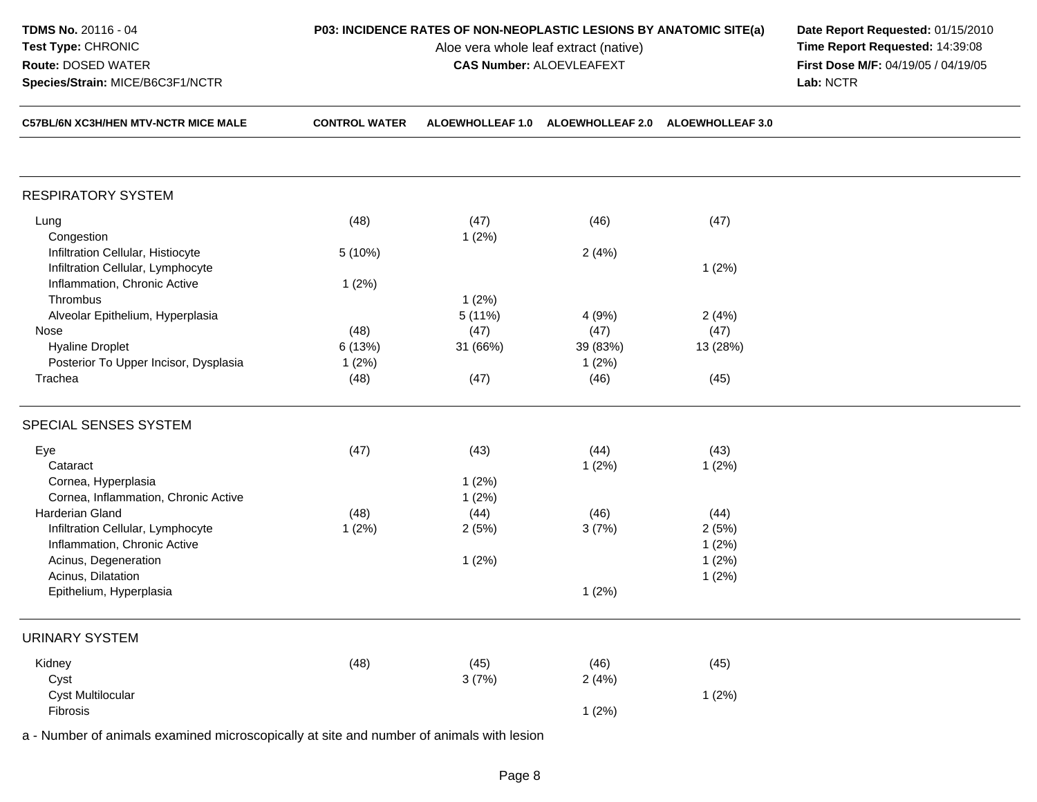**TDMS No.** 20116 - 04
**Test Type:** CHRONIC
**Route:** DOSED WATER
**Species/Strain:** MICE/B6C3F1/NCTR

**P03: INCIDENCE RATES OF NON-NEOPLASTIC LESIONS BY ANATOMIC SITE(a)**
Aloe vera whole leaf extract (native)
**CAS Number:** ALOEVLEAFEXT

**Date Report Requested:** 01/15/2010
**Time Report Requested:** 14:39:08
**First Dose M/F:** 04/19/05 / 04/19/05
**Lab:** NCTR

| C57BL/6N XC3H/HEN MTV-NCTR MICE MALE | CONTROL WATER | ALOEWHOLLEAF 1.0 | ALOEWHOLLEAF 2.0 | ALOEWHOLLEAF 3.0 |
|---|---|---|---|---|
| **RESPIRATORY SYSTEM** | | | | |
| Lung | (48) | (47) | (46) | (47) |
| Congestion | | 1 (2%) | | |
| Infiltration Cellular, Histiocyte | 5 (10%) | | 2 (4%) | |
| Infiltration Cellular, Lymphocyte | | | | 1 (2%) |
| Inflammation, Chronic Active | 1 (2%) | | | |
| Thrombus | | 1 (2%) | | |
| Alveolar Epithelium, Hyperplasia | | 5 (11%) | 4 (9%) | 2 (4%) |
| Nose | (48) | (47) | (47) | (47) |
| Hyaline Droplet | 6 (13%) | 31 (66%) | 39 (83%) | 13 (28%) |
| Posterior To Upper Incisor, Dysplasia | 1 (2%) | | 1 (2%) | |
| Trachea | (48) | (47) | (46) | (45) |
| **SPECIAL SENSES SYSTEM** | | | | |
| Eye | (47) | (43) | (44) | (43) |
| Cataract | | | 1 (2%) | 1 (2%) |
| Cornea, Hyperplasia | | 1 (2%) | | |
| Cornea, Inflammation, Chronic Active | | 1 (2%) | | |
| Harderian Gland | (48) | (44) | (46) | (44) |
| Infiltration Cellular, Lymphocyte | 1 (2%) | 2 (5%) | 3 (7%) | 2 (5%) |
| Inflammation, Chronic Active | | | | 1 (2%) |
| Acinus, Degeneration | | 1 (2%) | | 1 (2%) |
| Acinus, Dilatation | | | | 1 (2%) |
| Epithelium, Hyperplasia | | | 1 (2%) | |
| **URINARY SYSTEM** | | | | |
| Kidney | (48) | (45) | (46) | (45) |
| Cyst | | 3 (7%) | 2 (4%) | |
| Cyst Multilocular | | | | 1 (2%) |
| Fibrosis | | | 1 (2%) | |

a - Number of animals examined microscopically at site and number of animals with lesion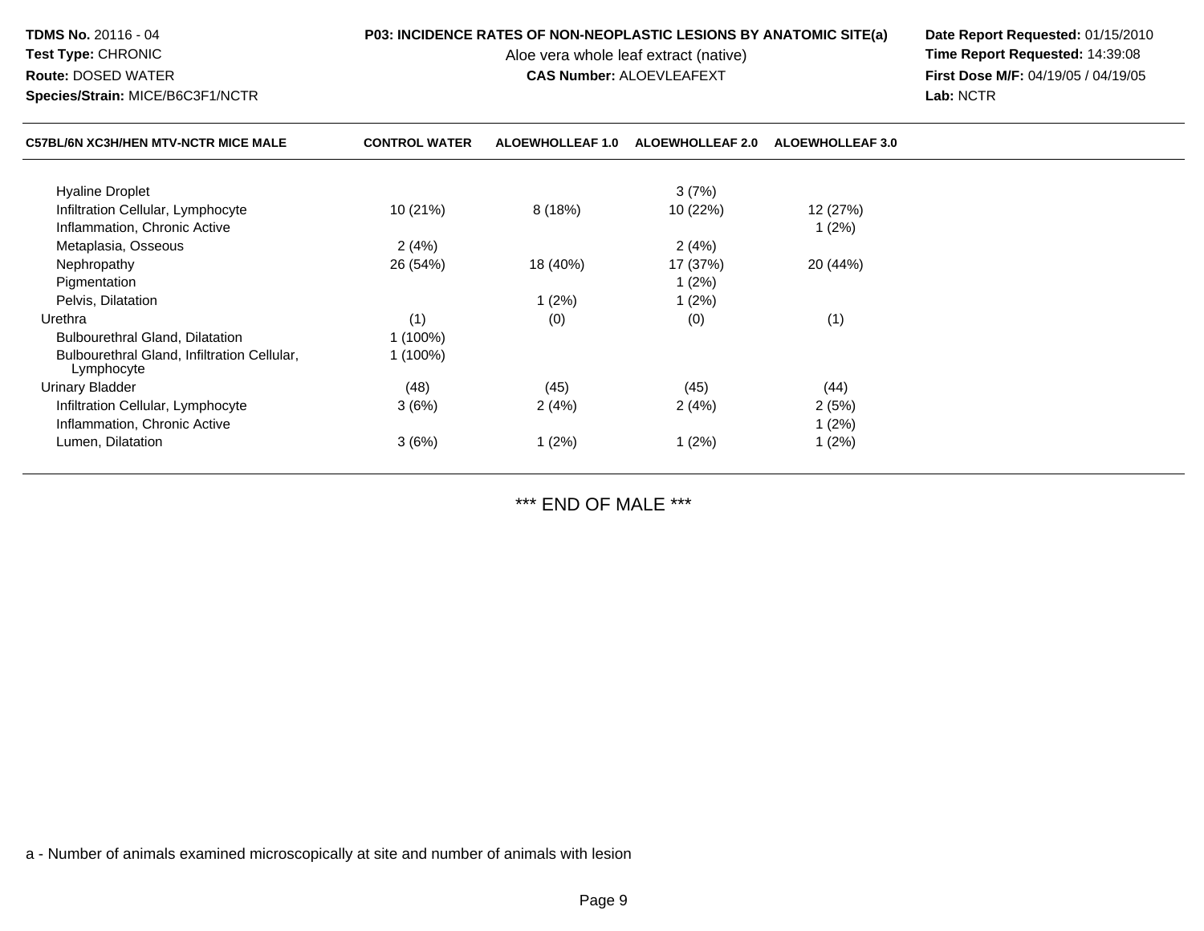**TDMS No.** 20116 - 04
**Test Type:** CHRONIC
**Route:** DOSED WATER
**Species/Strain:** MICE/B6C3F1/NCTR

**P03: INCIDENCE RATES OF NON-NEOPLASTIC LESIONS BY ANATOMIC SITE(a)**
Aloe vera whole leaf extract (native)
**CAS Number:** ALOEVLEAFEXT

**Date Report Requested:** 01/15/2010
**Time Report Requested:** 14:39:08
**First Dose M/F:** 04/19/05 / 04/19/05
**Lab:** NCTR

| C57BL/6N XC3H/HEN MTV-NCTR MICE MALE | CONTROL WATER | ALOEWHOLLEAF 1.0 | ALOEWHOLLEAF 2.0 | ALOEWHOLLEAF 3.0 |
|---|---|---|---|---|
| Hyaline Droplet | | | 3 (7%) | |
| Infiltration Cellular, Lymphocyte | 10 (21%) | 8 (18%) | 10 (22%) | 12 (27%) |
| Inflammation, Chronic Active | | | | 1 (2%) |
| Metaplasia, Osseous | 2 (4%) | | 2 (4%) | |
| Nephropathy | 26 (54%) | 18 (40%) | 17 (37%) | 20 (44%) |
| Pigmentation | | | 1 (2%) | |
| Pelvis, Dilatation | | 1 (2%) | 1 (2%) | |
| Urethra | (1) | (0) | (0) | (1) |
| Bulbourethral Gland, Dilatation | 1 (100%) | | | |
| Bulbourethral Gland, Infiltration Cellular, Lymphocyte | 1 (100%) | | | |
| Urinary Bladder | (48) | (45) | (45) | (44) |
| Infiltration Cellular, Lymphocyte | 3 (6%) | 2 (4%) | 2 (4%) | 2 (5%) |
| Inflammation, Chronic Active | | | | 1 (2%) |
| Lumen, Dilatation | 3 (6%) | 1 (2%) | 1 (2%) | 1 (2%) |

*** END OF MALE ***

a - Number of animals examined microscopically at site and number of animals with lesion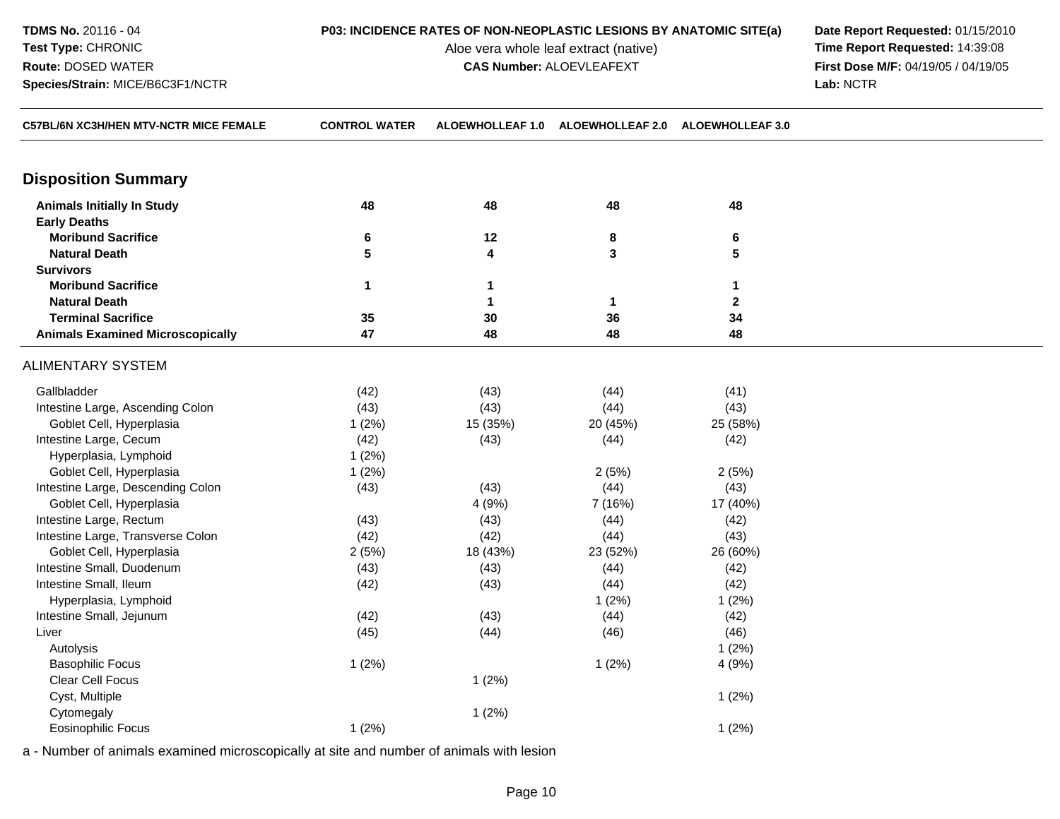**TDMS No.** 20116 - 04
**Test Type:** CHRONIC
**Route:** DOSED WATER
**Species/Strain:** MICE/B6C3F1/NCTR

**P03: INCIDENCE RATES OF NON-NEOPLASTIC LESIONS BY ANATOMIC SITE(a)**
Aloe vera whole leaf extract (native)
**CAS Number:** ALOEVLEAFEXT

**Date Report Requested:** 01/15/2010
**Time Report Requested:** 14:39:08
**First Dose M/F:** 04/19/05 / 04/19/05
**Lab:** NCTR

| C57BL/6N XC3H/HEN MTV-NCTR MICE FEMALE | CONTROL WATER | ALOEWHOLLEAF 1.0 | ALOEWHOLLEAF 2.0 | ALOEWHOLLEAF 3.0 |
|---|---|---|---|---|
| **Disposition Summary** | | | | |
| **Animals Initially In Study** | **48** | **48** | **48** | **48** |
| **Early Deaths** | | | | |
| **Moribund Sacrifice** | **6** | **12** | **8** | **6** |
| **Natural Death** | **5** | **4** | **3** | **5** |
| **Survivors** | | | | |
| **Moribund Sacrifice** | **1** | **1** | | **1** |
| **Natural Death** | | **1** | **1** | **2** |
| **Terminal Sacrifice** | **35** | **30** | **36** | **34** |
| **Animals Examined Microscopically** | **47** | **48** | **48** | **48** |
| ALIMENTARY SYSTEM | | | | |
| Gallbladder | (42) | (43) | (44) | (41) |
| Intestine Large, Ascending Colon | (43) | (43) | (44) | (43) |
| Goblet Cell, Hyperplasia | 1 (2%) | 15 (35%) | 20 (45%) | 25 (58%) |
| Intestine Large, Cecum | (42) | (43) | (44) | (42) |
| Hyperplasia, Lymphoid | 1 (2%) | | | |
| Goblet Cell, Hyperplasia | 1 (2%) | | 2 (5%) | 2 (5%) |
| Intestine Large, Descending Colon | (43) | (43) | (44) | (43) |
| Goblet Cell, Hyperplasia | | 4 (9%) | 7 (16%) | 17 (40%) |
| Intestine Large, Rectum | (43) | (43) | (44) | (42) |
| Intestine Large, Transverse Colon | (42) | (42) | (44) | (43) |
| Goblet Cell, Hyperplasia | 2 (5%) | 18 (43%) | 23 (52%) | 26 (60%) |
| Intestine Small, Duodenum | (43) | (43) | (44) | (42) |
| Intestine Small, Ileum | (42) | (43) | (44) | (42) |
| Hyperplasia, Lymphoid | | | 1 (2%) | 1 (2%) |
| Intestine Small, Jejunum | (42) | (43) | (44) | (42) |
| Liver | (45) | (44) | (46) | (46) |
| Autolysis | | | | 1 (2%) |
| Basophilic Focus | 1 (2%) | | 1 (2%) | 4 (9%) |
| Clear Cell Focus | | 1 (2%) | | |
| Cyst, Multiple | | | | 1 (2%) |
| Cytomegaly | | 1 (2%) | | |
| Eosinophilic Focus | 1 (2%) | | | 1 (2%) |

a - Number of animals examined microscopically at site and number of animals with lesion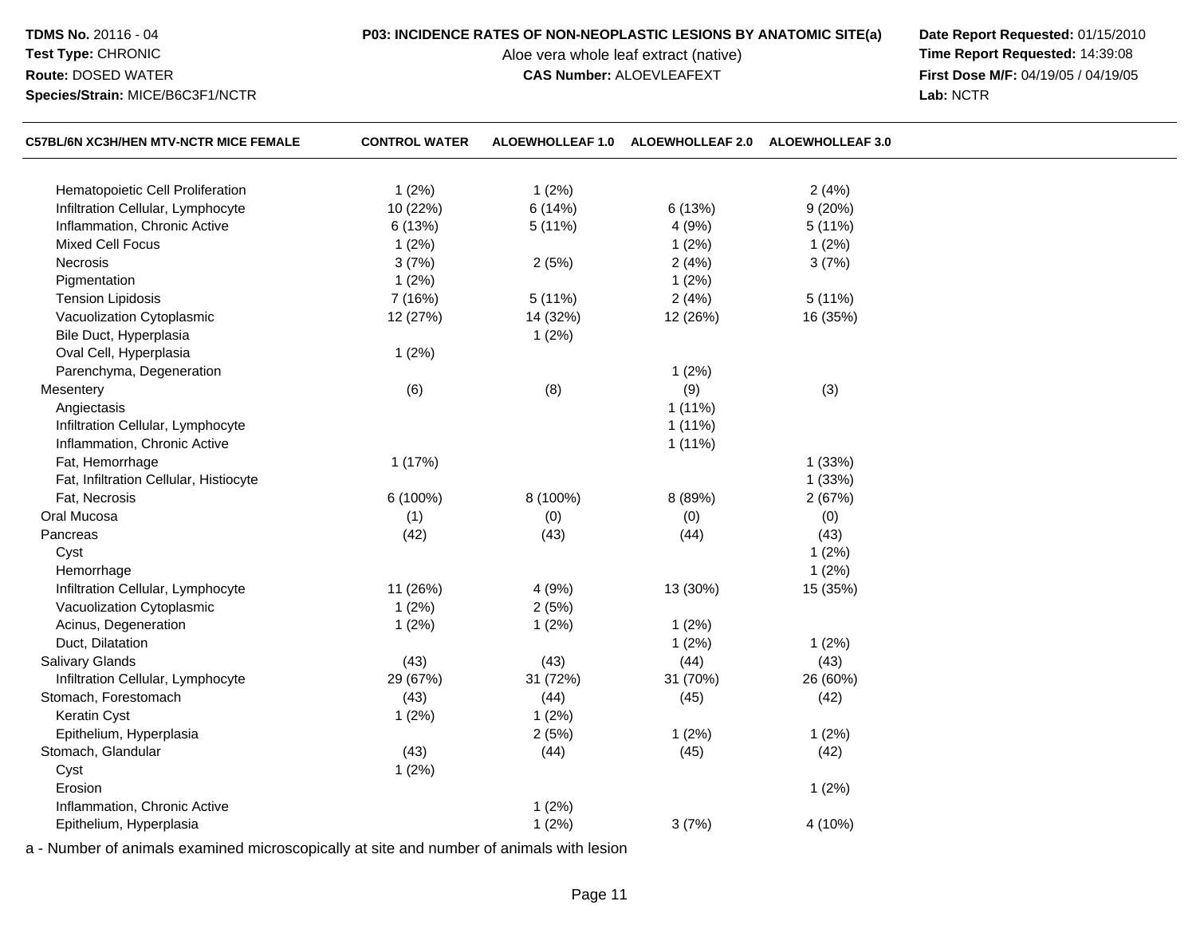**TDMS No.** 20116 - 04
**Test Type:** CHRONIC
**Route:** DOSED WATER
**Species/Strain:** MICE/B6C3F1/NCTR

**P03: INCIDENCE RATES OF NON-NEOPLASTIC LESIONS BY ANATOMIC SITE(a)**
Aloe vera whole leaf extract (native)
**CAS Number:** ALOEVLEAFEXT

**Date Report Requested:** 01/15/2010
**Time Report Requested:** 14:39:08
**First Dose M/F:** 04/19/05 / 04/19/05
**Lab:** NCTR

| C57BL/6N XC3H/HEN MTV-NCTR MICE FEMALE | CONTROL WATER | ALOEWHOLLEAF 1.0 | ALOEWHOLLEAF 2.0 | ALOEWHOLLEAF 3.0 |
|---|---|---|---|---|
| Hematopoietic Cell Proliferation | 1 (2%) | 1 (2%) | | 2 (4%) |
| Infiltration Cellular, Lymphocyte | 10 (22%) | 6 (14%) | 6 (13%) | 9 (20%) |
| Inflammation, Chronic Active | 6 (13%) | 5 (11%) | 4 (9%) | 5 (11%) |
| Mixed Cell Focus | 1 (2%) | | 1 (2%) | 1 (2%) |
| Necrosis | 3 (7%) | 2 (5%) | 2 (4%) | 3 (7%) |
| Pigmentation | 1 (2%) | | 1 (2%) | |
| Tension Lipidosis | 7 (16%) | 5 (11%) | 2 (4%) | 5 (11%) |
| Vacuolization Cytoplasmic | 12 (27%) | 14 (32%) | 12 (26%) | 16 (35%) |
| Bile Duct, Hyperplasia | | 1 (2%) | | |
| Oval Cell, Hyperplasia | 1 (2%) | | | |
| Parenchyma, Degeneration | | | 1 (2%) | |
| Mesentery | (6) | (8) | (9) | (3) |
| Angiectasis | | | 1 (11%) | |
| Infiltration Cellular, Lymphocyte | | | 1 (11%) | |
| Inflammation, Chronic Active | | | 1 (11%) | |
| Fat, Hemorrhage | 1 (17%) | | | 1 (33%) |
| Fat, Infiltration Cellular, Histiocyte | | | | 1 (33%) |
| Fat, Necrosis | 6 (100%) | 8 (100%) | 8 (89%) | 2 (67%) |
| Oral Mucosa | (1) | (0) | (0) | (0) |
| Pancreas | (42) | (43) | (44) | (43) |
| Cyst | | | | 1 (2%) |
| Hemorrhage | | | | 1 (2%) |
| Infiltration Cellular, Lymphocyte | 11 (26%) | 4 (9%) | 13 (30%) | 15 (35%) |
| Vacuolization Cytoplasmic | 1 (2%) | 2 (5%) | | |
| Acinus, Degeneration | 1 (2%) | 1 (2%) | 1 (2%) | |
| Duct, Dilatation | | | 1 (2%) | 1 (2%) |
| Salivary Glands | (43) | (43) | (44) | (43) |
| Infiltration Cellular, Lymphocyte | 29 (67%) | 31 (72%) | 31 (70%) | 26 (60%) |
| Stomach, Forestomach | (43) | (44) | (45) | (42) |
| Keratin Cyst | 1 (2%) | 1 (2%) | | |
| Epithelium, Hyperplasia | | 2 (5%) | 1 (2%) | 1 (2%) |
| Stomach, Glandular | (43) | (44) | (45) | (42) |
| Cyst | 1 (2%) | | | |
| Erosion | | | | 1 (2%) |
| Inflammation, Chronic Active | | 1 (2%) | | |
| Epithelium, Hyperplasia | | 1 (2%) | 3 (7%) | 4 (10%) |

a - Number of animals examined microscopically at site and number of animals with lesion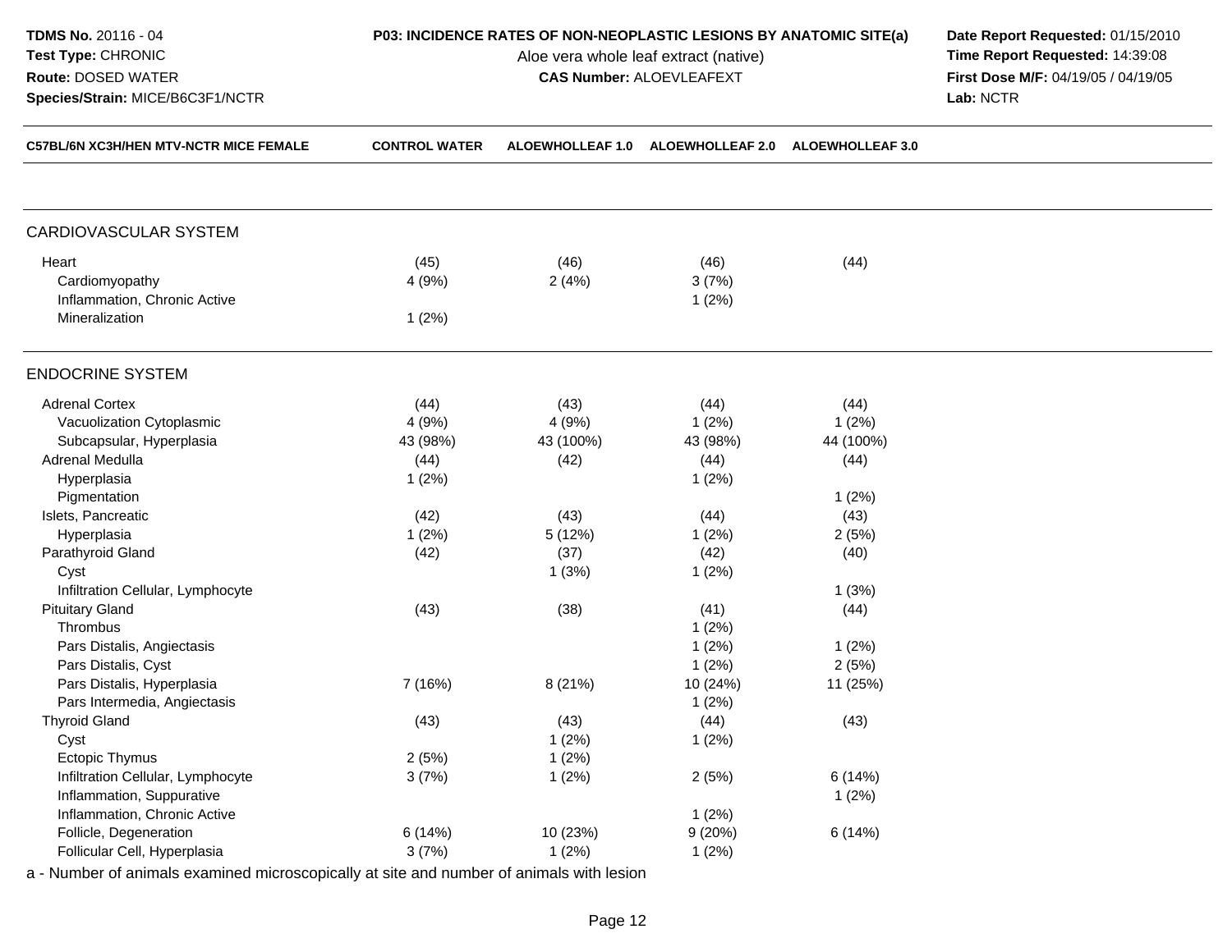**TDMS No.** 20116 - 04
**Test Type:** CHRONIC
**Route:** DOSED WATER
**Species/Strain:** MICE/B6C3F1/NCTR

**P03: INCIDENCE RATES OF NON-NEOPLASTIC LESIONS BY ANATOMIC SITE(a)**
Aloe vera whole leaf extract (native)
**CAS Number:** ALOEVLEAFEXT

**Date Report Requested:** 01/15/2010
**Time Report Requested:** 14:39:08
**First Dose M/F:** 04/19/05 / 04/19/05
**Lab:** NCTR

| C57BL/6N XC3H/HEN MTV-NCTR MICE FEMALE | CONTROL WATER | ALOEWHOLLEAF 1.0 | ALOEWHOLLEAF 2.0 | ALOEWHOLLEAF 3.0 |
|---|---|---|---|---|
| **CARDIOVASCULAR SYSTEM** | | | | |
| Heart | (45) | (46) | (46) | (44) |
| Cardiomyopathy | 4 (9%) | 2 (4%) | 3 (7%) | |
| Inflammation, Chronic Active | | | 1 (2%) | |
| Mineralization | 1 (2%) | | | |
| **ENDOCRINE SYSTEM** | | | | |
| Adrenal Cortex | (44) | (43) | (44) | (44) |
| Vacuolization Cytoplasmic | 4 (9%) | 4 (9%) | 1 (2%) | 1 (2%) |
| Subcapsular, Hyperplasia | 43 (98%) | 43 (100%) | 43 (98%) | 44 (100%) |
| Adrenal Medulla | (44) | (42) | (44) | (44) |
| Hyperplasia | 1 (2%) | | 1 (2%) | |
| Pigmentation | | | | 1 (2%) |
| Islets, Pancreatic | (42) | (43) | (44) | (43) |
| Hyperplasia | 1 (2%) | 5 (12%) | 1 (2%) | 2 (5%) |
| Parathyroid Gland | (42) | (37) | (42) | (40) |
| Cyst | | 1 (3%) | 1 (2%) | |
| Infiltration Cellular, Lymphocyte | | | | 1 (3%) |
| Pituitary Gland | (43) | (38) | (41) | (44) |
| Thrombus | | | 1 (2%) | |
| Pars Distalis, Angiectasis | | | 1 (2%) | 1 (2%) |
| Pars Distalis, Cyst | | | 1 (2%) | 2 (5%) |
| Pars Distalis, Hyperplasia | 7 (16%) | 8 (21%) | 10 (24%) | 11 (25%) |
| Pars Intermedia, Angiectasis | | | 1 (2%) | |
| Thyroid Gland | (43) | (43) | (44) | (43) |
| Cyst | | 1 (2%) | 1 (2%) | |
| Ectopic Thymus | 2 (5%) | 1 (2%) | | |
| Infiltration Cellular, Lymphocyte | 3 (7%) | 1 (2%) | 2 (5%) | 6 (14%) |
| Inflammation, Suppurative | | | | 1 (2%) |
| Inflammation, Chronic Active | | | 1 (2%) | |
| Follicle, Degeneration | 6 (14%) | 10 (23%) | 9 (20%) | 6 (14%) |
| Follicular Cell, Hyperplasia | 3 (7%) | 1 (2%) | 1 (2%) | |

a - Number of animals examined microscopically at site and number of animals with lesion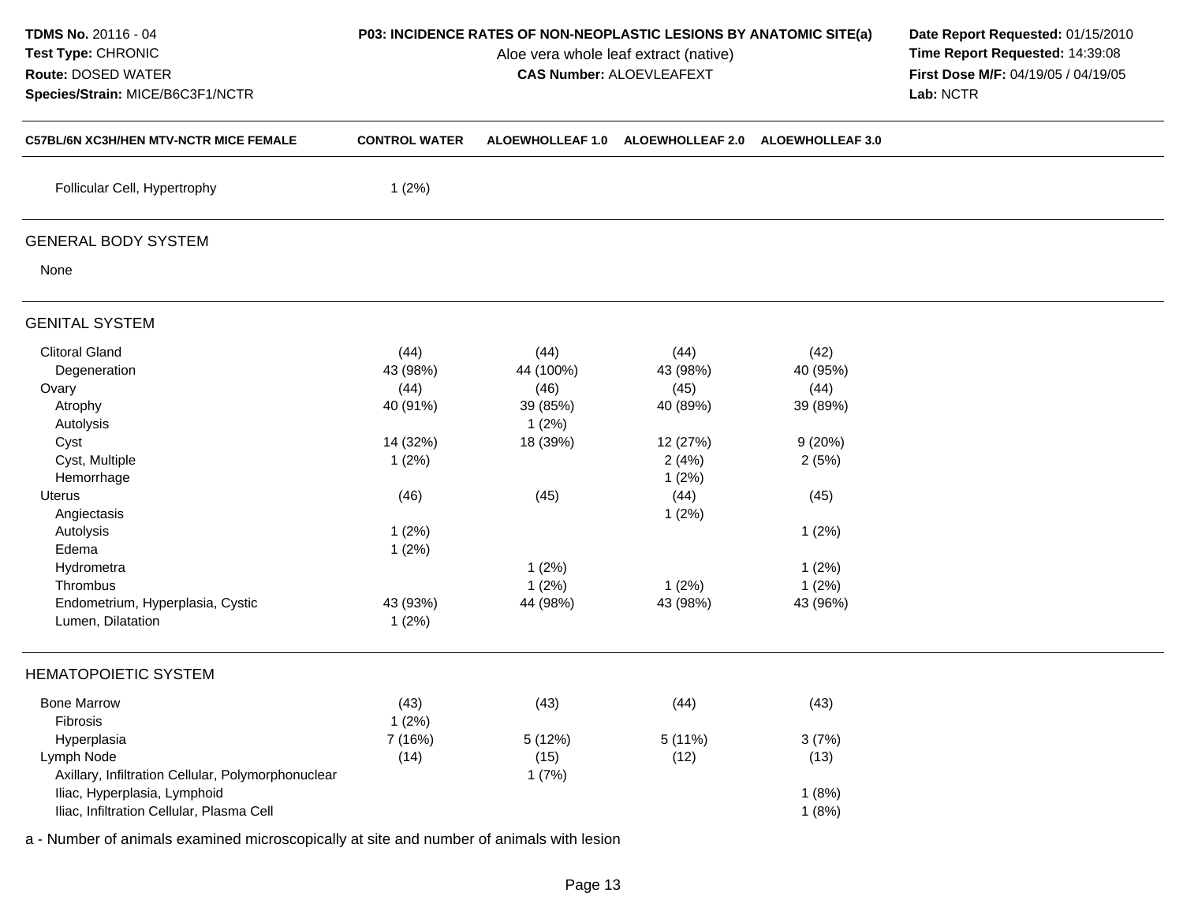**TDMS No.** 20116 - 04
**Test Type:** CHRONIC
**Route:** DOSED WATER
**Species/Strain:** MICE/B6C3F1/NCTR

**P03: INCIDENCE RATES OF NON-NEOPLASTIC LESIONS BY ANATOMIC SITE(a)**
Aloe vera whole leaf extract (native)
**CAS Number:** ALOEVLEAFEXT

**Date Report Requested:** 01/15/2010
**Time Report Requested:** 14:39:08
**First Dose M/F:** 04/19/05 / 04/19/05
**Lab:** NCTR

| C57BL/6N XC3H/HEN MTV-NCTR MICE FEMALE | CONTROL WATER | ALOEWHOLLEAF 1.0 | ALOEWHOLLEAF 2.0 | ALOEWHOLLEAF 3.0 |
|---|---|---|---|---|
| Follicular Cell, Hypertrophy | 1 (2%) | | | |
| **GENERAL BODY SYSTEM** | | | | |
| None | | | | |
| **GENITAL SYSTEM** | | | | |
| Clitoral Gland | (44) | (44) | (44) | (42) |
| Degeneration | 43 (98%) | 44 (100%) | 43 (98%) | 40 (95%) |
| Ovary | (44) | (46) | (45) | (44) |
| Atrophy | 40 (91%) | 39 (85%) | 40 (89%) | 39 (89%) |
| Autolysis | | 1 (2%) | | |
| Cyst | 14 (32%) | 18 (39%) | 12 (27%) | 9 (20%) |
| Cyst, Multiple | 1 (2%) | | 2 (4%) | 2 (5%) |
| Hemorrhage | | | 1 (2%) | |
| Uterus | (46) | (45) | (44) | (45) |
| Angiectasis | | | 1 (2%) | |
| Autolysis | 1 (2%) | | | 1 (2%) |
| Edema | 1 (2%) | | | |
| Hydrometra | | 1 (2%) | | 1 (2%) |
| Thrombus | | 1 (2%) | 1 (2%) | 1 (2%) |
| Endometrium, Hyperplasia, Cystic | 43 (93%) | 44 (98%) | 43 (98%) | 43 (96%) |
| Lumen, Dilatation | 1 (2%) | | | |
| **HEMATOPOIETIC SYSTEM** | | | | |
| Bone Marrow | (43) | (43) | (44) | (43) |
| Fibrosis | 1 (2%) | | | |
| Hyperplasia | 7 (16%) | 5 (12%) | 5 (11%) | 3 (7%) |
| Lymph Node | (14) | (15) | (12) | (13) |
| Axillary, Infiltration Cellular, Polymorphonuclear | | 1 (7%) | | |
| Iliac, Hyperplasia, Lymphoid | | | | 1 (8%) |
| Iliac, Infiltration Cellular, Plasma Cell | | | | 1 (8%) |

a - Number of animals examined microscopically at site and number of animals with lesion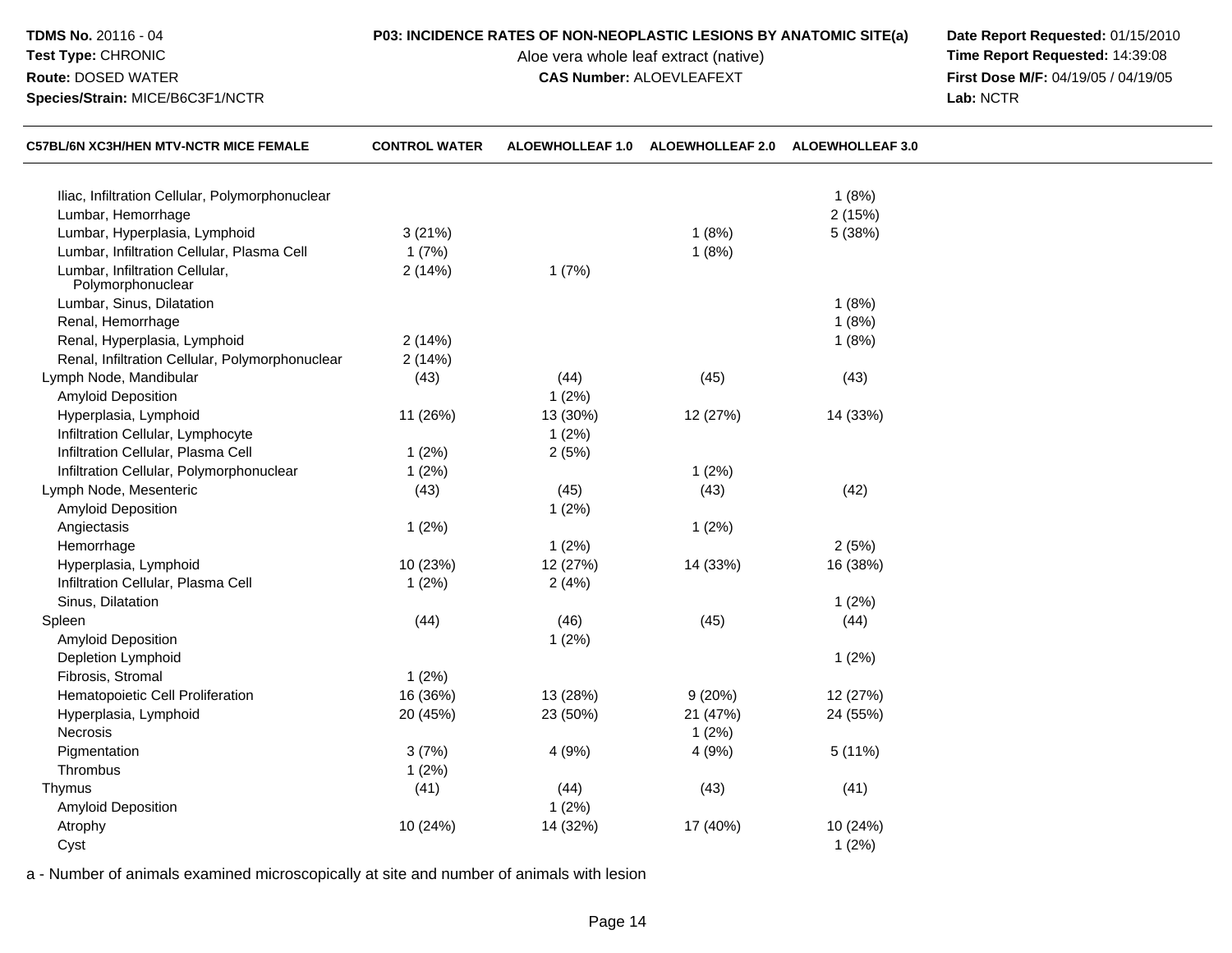**TDMS No.** 20116 - 04
**Test Type:** CHRONIC
**Route:** DOSED WATER
**Species/Strain:** MICE/B6C3F1/NCTR

**P03: INCIDENCE RATES OF NON-NEOPLASTIC LESIONS BY ANATOMIC SITE(a)**
Aloe vera whole leaf extract (native)
**CAS Number:** ALOEVLEAFEXT

**Date Report Requested:** 01/15/2010
**Time Report Requested:** 14:39:08
**First Dose M/F:** 04/19/05 / 04/19/05
**Lab:** NCTR

| C57BL/6N XC3H/HEN MTV-NCTR MICE FEMALE | CONTROL WATER | ALOEWHOLLEAF 1.0 | ALOEWHOLLEAF 2.0 | ALOEWHOLLEAF 3.0 |
|---|---|---|---|---|
| Iliac, Infiltration Cellular, Polymorphonuclear | | | | 1 (8%) |
| Lumbar, Hemorrhage | | | | 2 (15%) |
| Lumbar, Hyperplasia, Lymphoid | 3 (21%) | | 1 (8%) | 5 (38%) |
| Lumbar, Infiltration Cellular, Plasma Cell | 1 (7%) | | 1 (8%) | |
| Lumbar, Infiltration Cellular, Polymorphonuclear | 2 (14%) | 1 (7%) | | |
| Lumbar, Sinus, Dilatation | | | | 1 (8%) |
| Renal, Hemorrhage | | | | 1 (8%) |
| Renal, Hyperplasia, Lymphoid | 2 (14%) | | | 1 (8%) |
| Renal, Infiltration Cellular, Polymorphonuclear | 2 (14%) | | | |
| Lymph Node, Mandibular | (43) | (44) | (45) | (43) |
| Amyloid Deposition | | 1 (2%) | | |
| Hyperplasia, Lymphoid | 11 (26%) | 13 (30%) | 12 (27%) | 14 (33%) |
| Infiltration Cellular, Lymphocyte | | 1 (2%) | | |
| Infiltration Cellular, Plasma Cell | 1 (2%) | 2 (5%) | | |
| Infiltration Cellular, Polymorphonuclear | 1 (2%) | | 1 (2%) | |
| Lymph Node, Mesenteric | (43) | (45) | (43) | (42) |
| Amyloid Deposition | | 1 (2%) | | |
| Angiectasis | 1 (2%) | | 1 (2%) | |
| Hemorrhage | | 1 (2%) | | 2 (5%) |
| Hyperplasia, Lymphoid | 10 (23%) | 12 (27%) | 14 (33%) | 16 (38%) |
| Infiltration Cellular, Plasma Cell | 1 (2%) | 2 (4%) | | |
| Sinus, Dilatation | | | | 1 (2%) |
| Spleen | (44) | (46) | (45) | (44) |
| Amyloid Deposition | | 1 (2%) | | |
| Depletion Lymphoid | | | | 1 (2%) |
| Fibrosis, Stromal | 1 (2%) | | | |
| Hematopoietic Cell Proliferation | 16 (36%) | 13 (28%) | 9 (20%) | 12 (27%) |
| Hyperplasia, Lymphoid | 20 (45%) | 23 (50%) | 21 (47%) | 24 (55%) |
| Necrosis | | | 1 (2%) | |
| Pigmentation | 3 (7%) | 4 (9%) | 4 (9%) | 5 (11%) |
| Thrombus | 1 (2%) | | | |
| Thymus | (41) | (44) | (43) | (41) |
| Amyloid Deposition | | 1 (2%) | | |
| Atrophy | 10 (24%) | 14 (32%) | 17 (40%) | 10 (24%) |
| Cyst | | | | 1 (2%) |

a - Number of animals examined microscopically at site and number of animals with lesion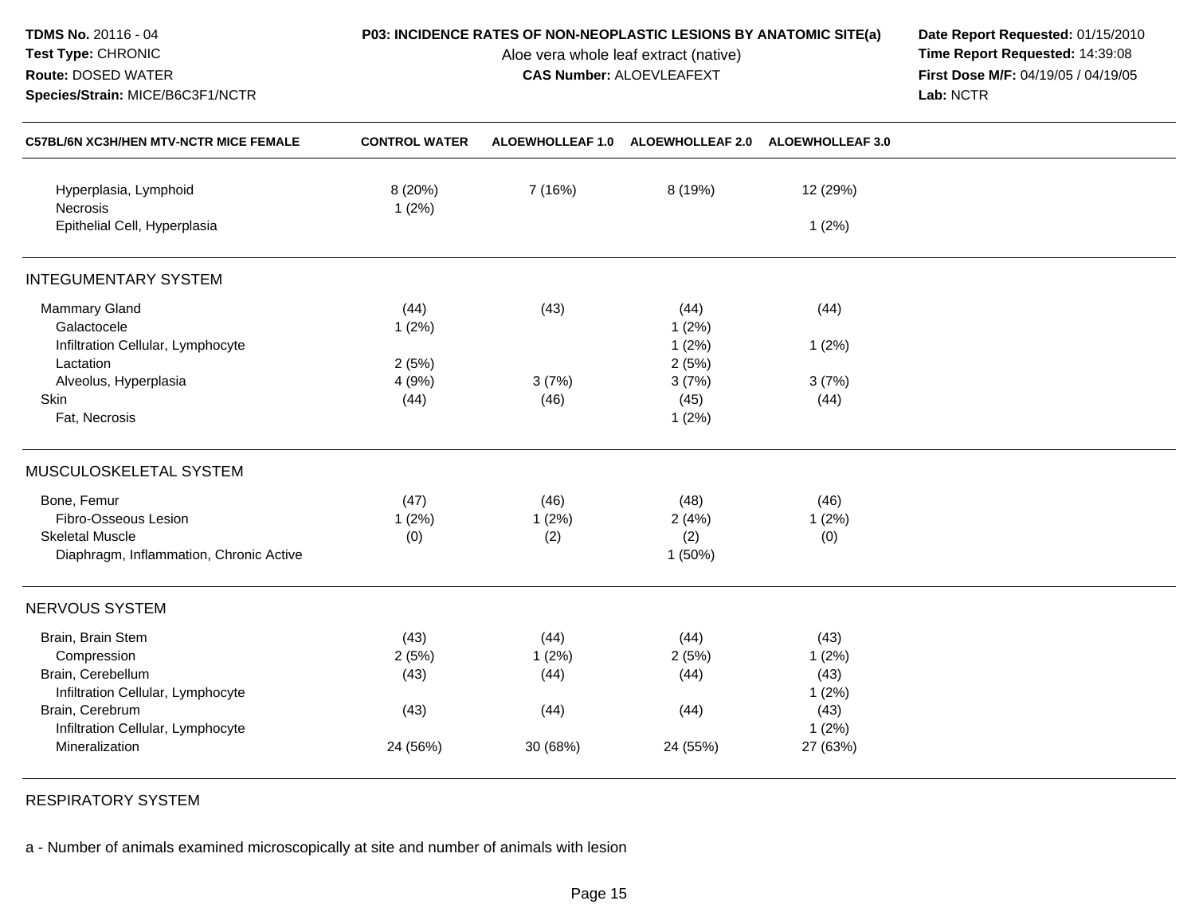**TDMS No.** 20116 - 04
**Test Type:** CHRONIC
**Route:** DOSED WATER
**Species/Strain:** MICE/B6C3F1/NCTR

**P03: INCIDENCE RATES OF NON-NEOPLASTIC LESIONS BY ANATOMIC SITE(a)**
Aloe vera whole leaf extract (native)
**CAS Number:** ALOEVLEAFEXT

**Date Report Requested:** 01/15/2010
**Time Report Requested:** 14:39:08
**First Dose M/F:** 04/19/05 / 04/19/05
**Lab:** NCTR

| C57BL/6N XC3H/HEN MTV-NCTR MICE FEMALE | CONTROL WATER | ALOEWHOLLEAF 1.0 | ALOEWHOLLEAF 2.0 | ALOEWHOLLEAF 3.0 |
|---|---|---|---|---|
| Hyperplasia, Lymphoid | 8 (20%) | 7 (16%) | 8 (19%) | 12 (29%) |
| Necrosis | 1 (2%) | | | |
| Epithelial Cell, Hyperplasia | | | | 1 (2%) |
| **INTEGUMENTARY SYSTEM** | | | | |
| Mammary Gland | (44) | (43) | (44) | (44) |
| Galactocele | 1 (2%) | | 1 (2%) | |
| Infiltration Cellular, Lymphocyte | | | 1 (2%) | 1 (2%) |
| Lactation | 2 (5%) | | 2 (5%) | |
| Alveolus, Hyperplasia | 4 (9%) | 3 (7%) | 3 (7%) | 3 (7%) |
| Skin | (44) | (46) | (45) | (44) |
| Fat, Necrosis | | | 1 (2%) | |
| **MUSCULOSKELETAL SYSTEM** | | | | |
| Bone, Femur | (47) | (46) | (48) | (46) |
| Fibro-Osseous Lesion | 1 (2%) | 1 (2%) | 2 (4%) | 1 (2%) |
| Skeletal Muscle | (0) | (2) | (2) | (0) |
| Diaphragm, Inflammation, Chronic Active | | | 1 (50%) | |
| **NERVOUS SYSTEM** | | | | |
| Brain, Brain Stem | (43) | (44) | (44) | (43) |
| Compression | 2 (5%) | 1 (2%) | 2 (5%) | 1 (2%) |
| Brain, Cerebellum | (43) | (44) | (44) | (43) |
| Infiltration Cellular, Lymphocyte | | | | 1 (2%) |
| Brain, Cerebrum | (43) | (44) | (44) | (43) |
| Infiltration Cellular, Lymphocyte | | | | 1 (2%) |
| Mineralization | 24 (56%) | 30 (68%) | 24 (55%) | 27 (63%) |
| **RESPIRATORY SYSTEM** | | | | |

a - Number of animals examined microscopically at site and number of animals with lesion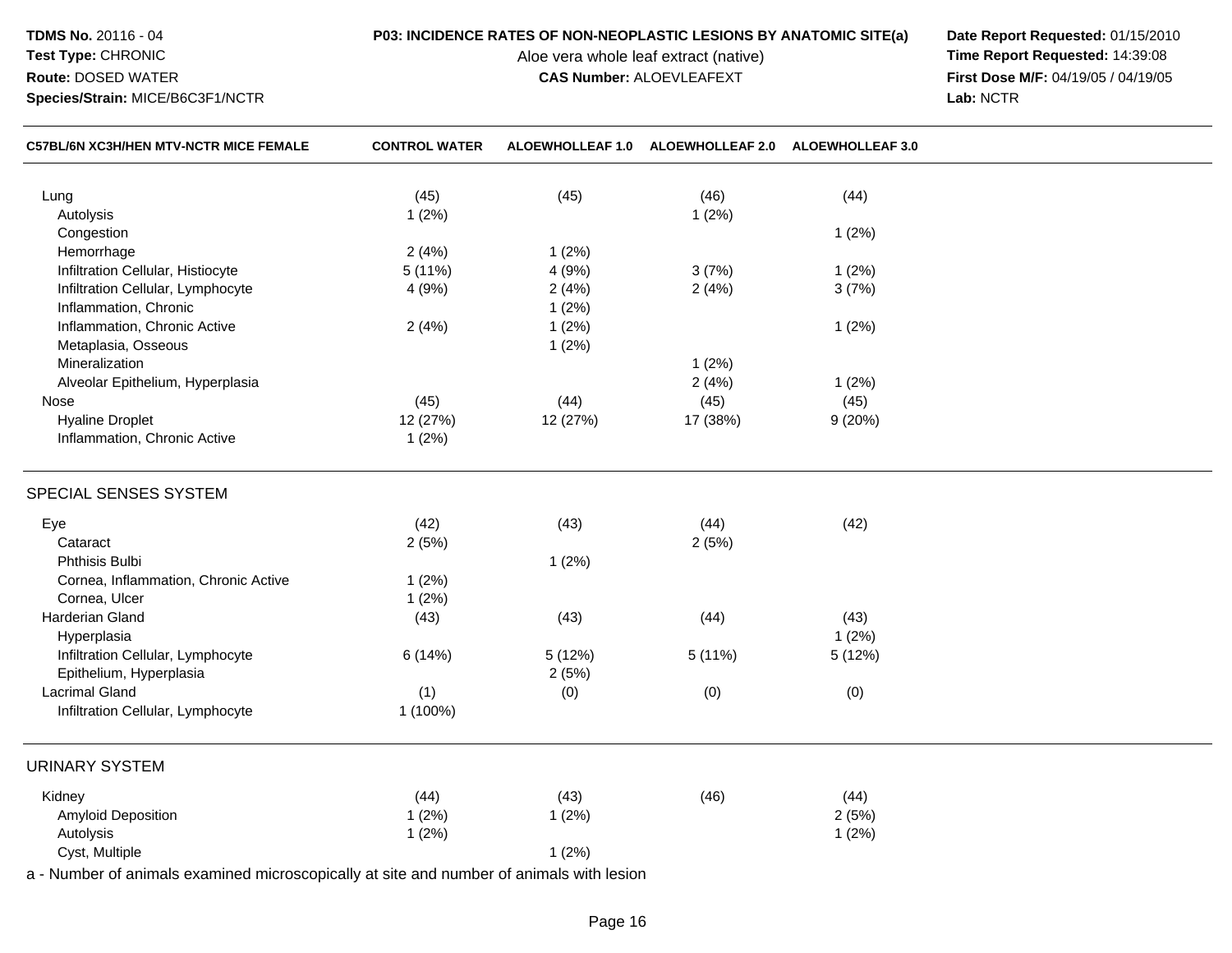**TDMS No.** 20116 - 04
**Test Type:** CHRONIC
**Route:** DOSED WATER
**Species/Strain:** MICE/B6C3F1/NCTR

**P03: INCIDENCE RATES OF NON-NEOPLASTIC LESIONS BY ANATOMIC SITE(a)**
Aloe vera whole leaf extract (native)
**CAS Number:** ALOEVLEAFEXT

**Date Report Requested:** 01/15/2010
**Time Report Requested:** 14:39:08
**First Dose M/F:** 04/19/05 / 04/19/05
**Lab:** NCTR

| C57BL/6N XC3H/HEN MTV-NCTR MICE FEMALE | CONTROL WATER | ALOEWHOLLEAF 1.0 | ALOEWHOLLEAF 2.0 | ALOEWHOLLEAF 3.0 |
|---|---|---|---|---|
| Lung | (45) | (45) | (46) | (44) |
| Autolysis | 1 (2%) | | 1 (2%) | |
| Congestion | | | | 1 (2%) |
| Hemorrhage | 2 (4%) | 1 (2%) | | |
| Infiltration Cellular, Histiocyte | 5 (11%) | 4 (9%) | 3 (7%) | 1 (2%) |
| Infiltration Cellular, Lymphocyte | 4 (9%) | 2 (4%) | 2 (4%) | 3 (7%) |
| Inflammation, Chronic | | 1 (2%) | | |
| Inflammation, Chronic Active | 2 (4%) | 1 (2%) | | 1 (2%) |
| Metaplasia, Osseous | | 1 (2%) | | |
| Mineralization | | | 1 (2%) | |
| Alveolar Epithelium, Hyperplasia | | | 2 (4%) | 1 (2%) |
| Nose | (45) | (44) | (45) | (45) |
| Hyaline Droplet | 12 (27%) | 12 (27%) | 17 (38%) | 9 (20%) |
| Inflammation, Chronic Active | 1 (2%) | | | |
| **SPECIAL SENSES SYSTEM** | | | | |
| Eye | (42) | (43) | (44) | (42) |
| Cataract | 2 (5%) | | 2 (5%) | |
| Phthisis Bulbi | | 1 (2%) | | |
| Cornea, Inflammation, Chronic Active | 1 (2%) | | | |
| Cornea, Ulcer | 1 (2%) | | | |
| Harderian Gland | (43) | (43) | (44) | (43) |
| Hyperplasia | | | | 1 (2%) |
| Infiltration Cellular, Lymphocyte | 6 (14%) | 5 (12%) | 5 (11%) | 5 (12%) |
| Epithelium, Hyperplasia | | 2 (5%) | | |
| Lacrimal Gland | (1) | (0) | (0) | (0) |
| Infiltration Cellular, Lymphocyte | 1 (100%) | | | |
| **URINARY SYSTEM** | | | | |
| Kidney | (44) | (43) | (46) | (44) |
| Amyloid Deposition | 1 (2%) | 1 (2%) | | 2 (5%) |
| Autolysis | 1 (2%) | | | 1 (2%) |
| Cyst, Multiple | | 1 (2%) | | |

a - Number of animals examined microscopically at site and number of animals with lesion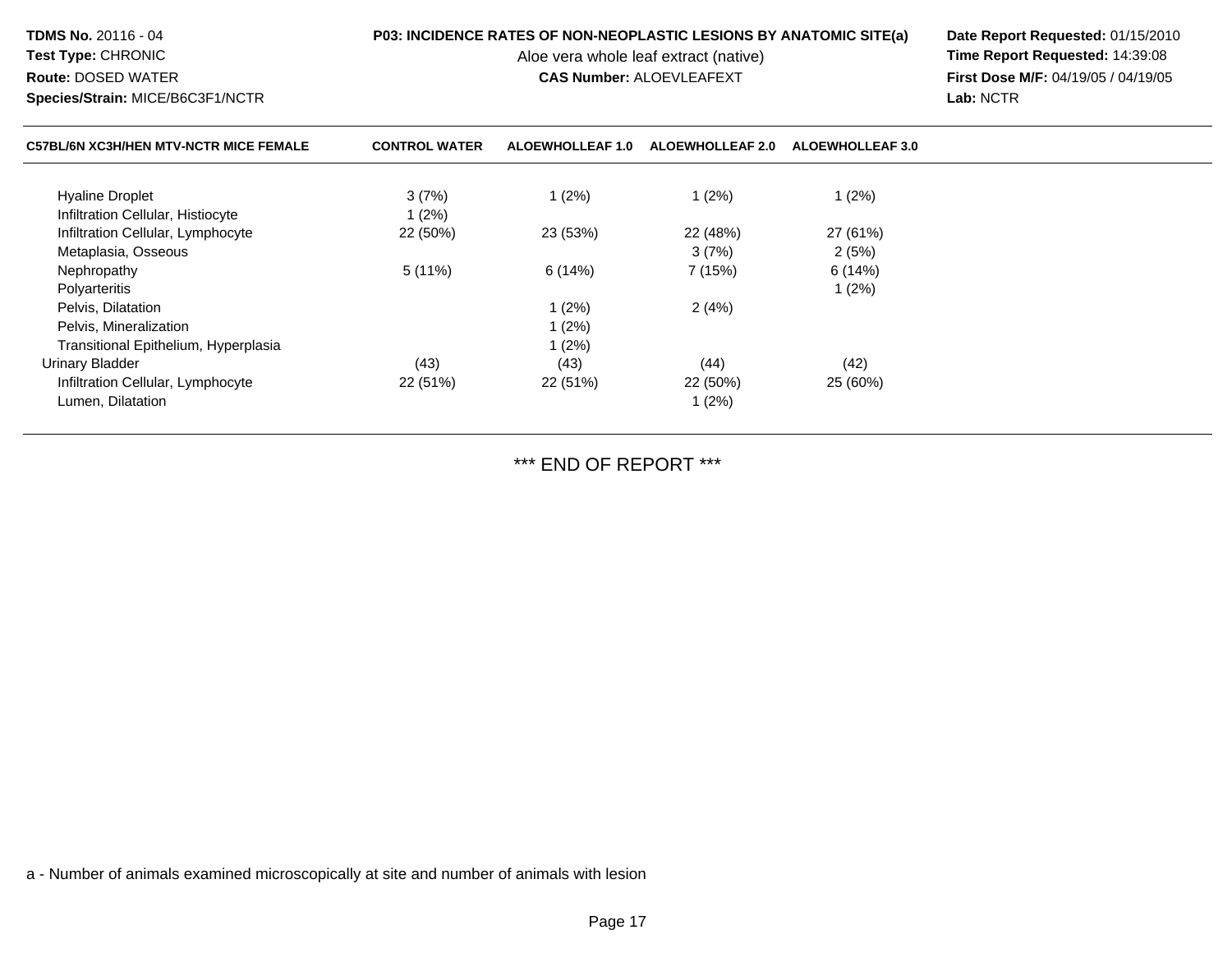**TDMS No.** 20116 - 04
**Test Type:** CHRONIC
**Route:** DOSED WATER
**Species/Strain:** MICE/B6C3F1/NCTR

**P03: INCIDENCE RATES OF NON-NEOPLASTIC LESIONS BY ANATOMIC SITE(a)**
Aloe vera whole leaf extract (native)
**CAS Number:** ALOEVLEAFEXT

**Date Report Requested:** 01/15/2010
**Time Report Requested:** 14:39:08
**First Dose M/F:** 04/19/05 / 04/19/05
**Lab:** NCTR

| C57BL/6N XC3H/HEN MTV-NCTR MICE FEMALE | CONTROL WATER | ALOEWHOLLEAF 1.0 | ALOEWHOLLEAF 2.0 | ALOEWHOLLEAF 3.0 |
|---|---|---|---|---|
| Hyaline Droplet | 3 (7%) | 1 (2%) | 1 (2%) | 1 (2%) |
| Infiltration Cellular, Histiocyte | 1 (2%) | | | |
| Infiltration Cellular, Lymphocyte | 22 (50%) | 23 (53%) | 22 (48%) | 27 (61%) |
| Metaplasia, Osseous | | | 3 (7%) | 2 (5%) |
| Nephropathy | 5 (11%) | 6 (14%) | 7 (15%) | 6 (14%) |
| Polyarteritis | | | | 1 (2%) |
| Pelvis, Dilatation | | 1 (2%) | 2 (4%) | |
| Pelvis, Mineralization | | 1 (2%) | | |
| Transitional Epithelium, Hyperplasia | | 1 (2%) | | |
| Urinary Bladder | (43) | (43) | (44) | (42) |
| Infiltration Cellular, Lymphocyte | 22 (51%) | 22 (51%) | 22 (50%) | 25 (60%) |
| Lumen, Dilatation | | | 1 (2%) | |

\*\*\* END OF REPORT \*\*\*

a - Number of animals examined microscopically at site and number of animals with lesion